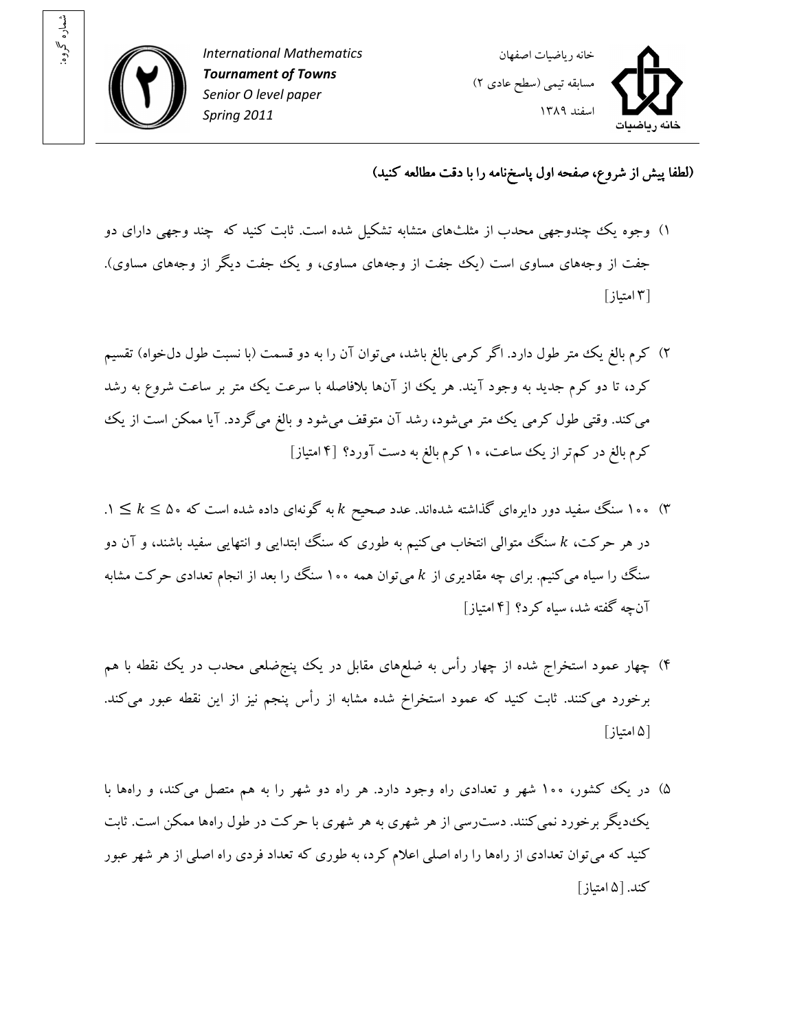شماره گروه:

*International Mathematics*
***Tournament of Towns***
*Senior O level paper*
*Spring 2011*

خانه ریاضیات اصفهان
مسابقه تیمی (سطح عادی ۲)
اسفند ۱۳۸۹

**(لطفا پیش از شروع، صفحه اول پاسخ‌نامه را با دقت مطالعه کنید)**

۱) وجوه یک چندوجهی محدب از مثلث‌های متشابه تشکیل شده است. ثابت کنید که چند وجهی دارای دو جفت از وجه‌های مساوی است (یک جفت از وجه‌های مساوی، و یک جفت دیگر از وجه‌های مساوی). [۳ امتیاز]

۲) کرم بالغ یک متر طول دارد. اگر کرمی بالغ باشد، می‌توان آن را به دو قسمت (با نسبت طول دل‌خواه) تقسیم کرد، تا دو کرم جدید به وجود آیند. هر یک از آن‌ها بلافاصله با سرعت یک متر بر ساعت شروع به رشد می‌کند. وقتی طول کرمی یک متر می‌شود، رشد آن متوقف می‌شود و بالغ می‌گردد. آیا ممکن است از یک کرم بالغ در کم‌تر از یک ساعت، ۱۰ کرم بالغ به دست آورد؟ [۴ امتیاز]

۳) ۱۰۰ سنگ سفید دور دایره‌ای گذاشته شده‌اند. عدد صحیح $k$ به گونه‌ای داده شده است که $1 \le k \le 50$. در هر حرکت، $k$ سنگ متوالی انتخاب می‌کنیم به طوری که سنگ ابتدایی و انتهایی سفید باشند، و آن دو سنگ را سیاه می‌کنیم. برای چه مقادیری از $k$ می‌توان همه ۱۰۰ سنگ را بعد از انجام تعدادی حرکت مشابه آن‌چه گفته شد، سیاه کرد؟ [۴ امتیاز]

۴) چهار عمود استخراج شده از چهار رأس به ضلع‌های مقابل در یک پنج‌ضلعی محدب در یک نقطه با هم برخورد می‌کنند. ثابت کنید که عمود استخراخ شده مشابه از رأس پنجم نیز از این نقطه عبور می‌کند. [۵ امتیاز]

۵) در یک کشور، ۱۰۰ شهر و تعدادی راه وجود دارد. هر راه دو شهر را به هم متصل می‌کند، و راه‌ها با یک‌دیگر برخورد نمی‌کنند. دست‌رسی از هر شهری به هر شهری با حرکت در طول راه‌ها ممکن است. ثابت کنید که می‌توان تعدادی از راه‌ها را راه اصلی اعلام کرد، به طوری که تعداد فردی راه اصلی از هر شهر عبور کند. [۵ امتیاز]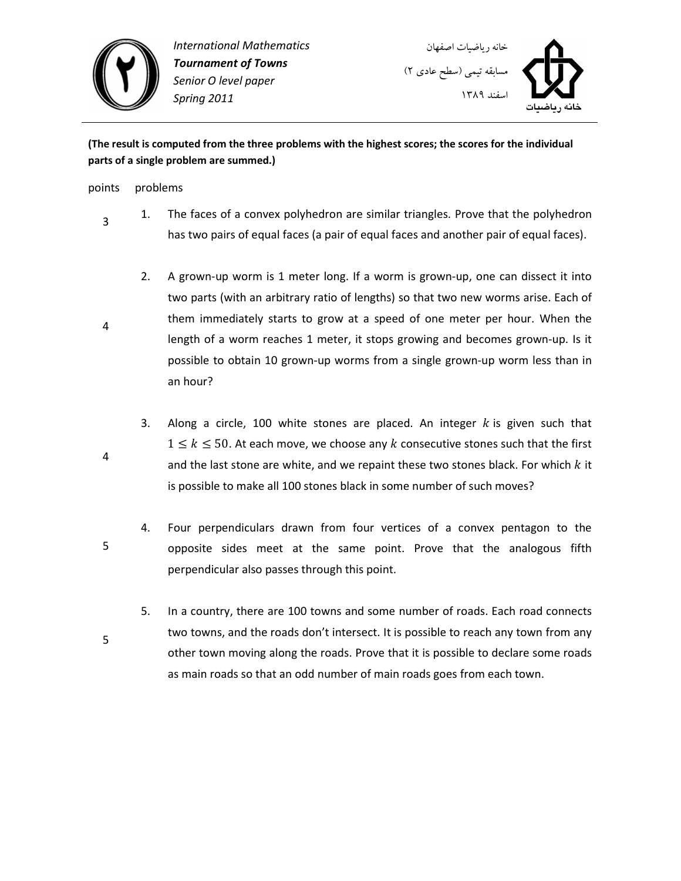International Mathematics

***Tournament of Towns***

*Senior O level paper*

*Spring 2011*

خانه ریاضیات اصفهان

مسابقه تیمی (سطح عادی ۲)

اسفند ۱۳۸۹

خانه ریاضیات

---

**(The result is computed from the three problems with the highest scores; the scores for the individual parts of a single problem are summed.)**

| points | problems |
|---|---|
| 3 | 1. The faces of a convex polyhedron are similar triangles. Prove that the polyhedron has two pairs of equal faces (a pair of equal faces and another pair of equal faces). |
| 4 | 2. A grown-up worm is 1 meter long. If a worm is grown-up, one can dissect it into two parts (with an arbitrary ratio of lengths) so that two new worms arise. Each of them immediately starts to grow at a speed of one meter per hour. When the length of a worm reaches 1 meter, it stops growing and becomes grown-up. Is it possible to obtain 10 grown-up worms from a single grown-up worm less than in an hour? |
| 4 | 3. Along a circle, 100 white stones are placed. An integer $k$ is given such that $1 \leq k \leq 50$. At each move, we choose any $k$ consecutive stones such that the first and the last stone are white, and we repaint these two stones black. For which $k$ it is possible to make all 100 stones black in some number of such moves? |
| 5 | 4. Four perpendiculars drawn from four vertices of a convex pentagon to the opposite sides meet at the same point. Prove that the analogous fifth perpendicular also passes through this point. |
| 5 | 5. In a country, there are 100 towns and some number of roads. Each road connects two towns, and the roads don't intersect. It is possible to reach any town from any other town moving along the roads. Prove that it is possible to declare some roads as main roads so that an odd number of main roads goes from each town. |